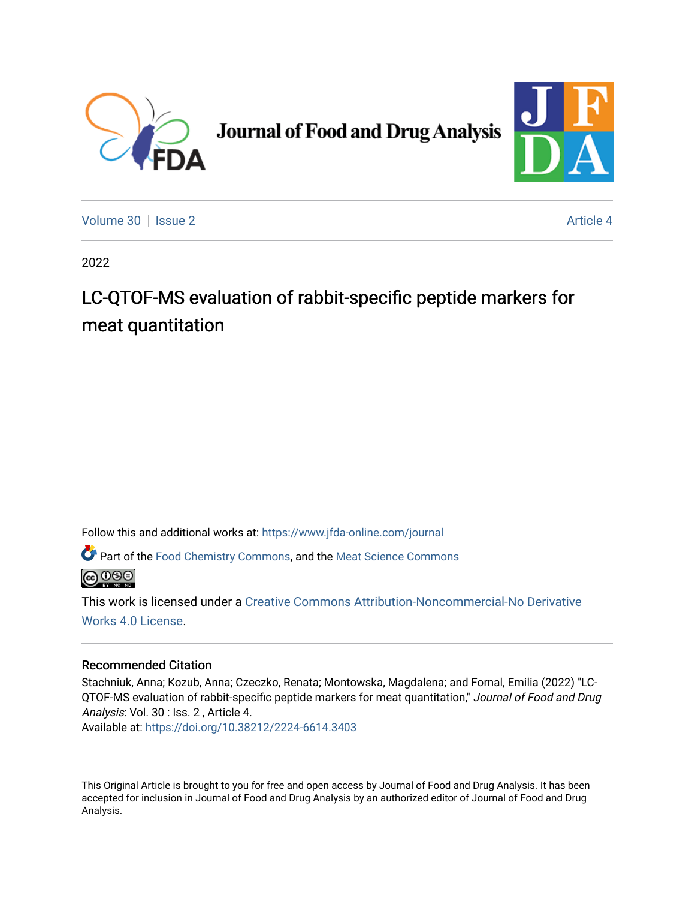Journal of Food and Drug Analysis

Volume 30 | Issue 2 | Article 4

2022

# LC-QTOF-MS evaluation of rabbit-specific peptide markers for meat quantitation

Follow this and additional works at: https://www.jfda-online.com/journal

Part of the Food Chemistry Commons, and the Meat Science Commons

This work is licensed under a Creative Commons Attribution-Noncommercial-No Derivative Works 4.0 License.

### Recommended Citation

Stachniuk, Anna; Kozub, Anna; Czeczko, Renata; Montowska, Magdalena; and Fornal, Emilia (2022) "LC-QTOF-MS evaluation of rabbit-specific peptide markers for meat quantitation," *Journal of Food and Drug Analysis*: Vol. 30 : Iss. 2 , Article 4.
Available at: https://doi.org/10.38212/2224-6614.3403

This Original Article is brought to you for free and open access by Journal of Food and Drug Analysis. It has been accepted for inclusion in Journal of Food and Drug Analysis by an authorized editor of Journal of Food and Drug Analysis.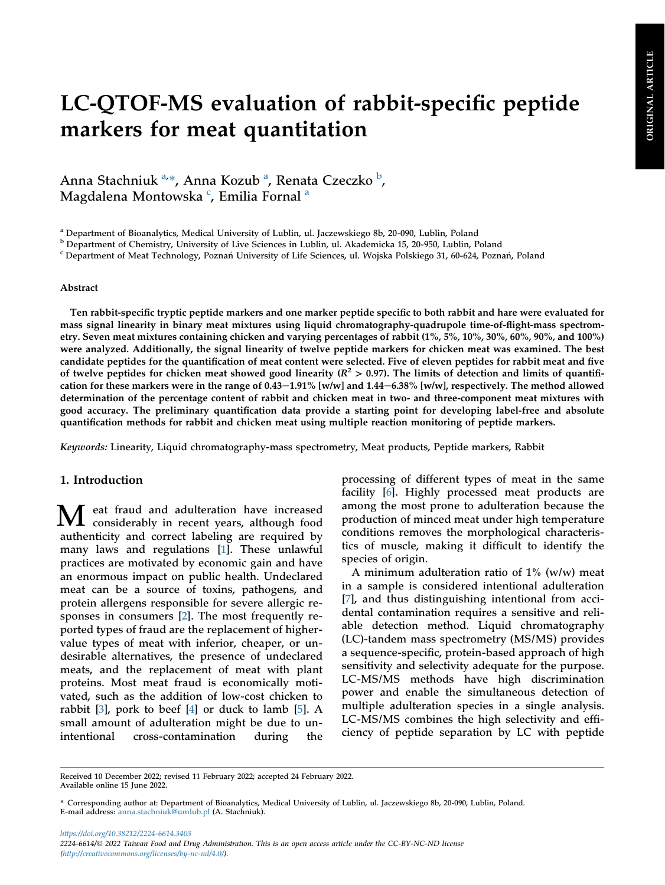# LC-QTOF-MS evaluation of rabbit-specific peptide markers for meat quantitation

Anna Stachniuk [a,*], Anna Kozub [a], Renata Czeczko [b], Magdalena Montowska [c], Emilia Fornal [a]

[a] Department of Bioanalytics, Medical University of Lublin, ul. Jaczewskiego 8b, 20-090, Lublin, Poland
[b] Department of Chemistry, University of Live Sciences in Lublin, ul. Akademicka 15, 20-950, Lublin, Poland
[c] Department of Meat Technology, Poznań University of Life Sciences, ul. Wojska Polskiego 31, 60-624, Poznań, Poland

### Abstract

**Ten rabbit-specific tryptic peptide markers and one marker peptide specific to both rabbit and hare were evaluated for mass signal linearity in binary meat mixtures using liquid chromatography-quadrupole time-of-flight-mass spectrometry. Seven meat mixtures containing chicken and varying percentages of rabbit (1%, 5%, 10%, 30%, 60%, 90%, and 100%) were analyzed. Additionally, the signal linearity of twelve peptide markers for chicken meat was examined. The best candidate peptides for the quantification of meat content were selected. Five of eleven peptides for rabbit meat and five of twelve peptides for chicken meat showed good linearity ($R^2 > 0.97$). The limits of detection and limits of quantification for these markers were in the range of 0.43−1.91% [w/w] and 1.44−6.38% [w/w], respectively. The method allowed determination of the percentage content of rabbit and chicken meat in two- and three-component meat mixtures with good accuracy. The preliminary quantification data provide a starting point for developing label-free and absolute quantification methods for rabbit and chicken meat using multiple reaction monitoring of peptide markers.**

*Keywords:* Linearity, Liquid chromatography-mass spectrometry, Meat products, Peptide markers, Rabbit

## 1. Introduction

Meat fraud and adulteration have increased considerably in recent years, although food authenticity and correct labeling are required by many laws and regulations [1]. These unlawful practices are motivated by economic gain and have an enormous impact on public health. Undeclared meat can be a source of toxins, pathogens, and protein allergens responsible for severe allergic responses in consumers [2]. The most frequently reported types of fraud are the replacement of higher-value types of meat with inferior, cheaper, or undesirable alternatives, the presence of undeclared meats, and the replacement of meat with plant proteins. Most meat fraud is economically motivated, such as the addition of low-cost chicken to rabbit [3], pork to beef [4] or duck to lamb [5]. A small amount of adulteration might be due to unintentional cross-contamination during the processing of different types of meat in the same facility [6]. Highly processed meat products are among the most prone to adulteration because the production of minced meat under high temperature conditions removes the morphological characteristics of muscle, making it difficult to identify the species of origin.

A minimum adulteration ratio of 1% (w/w) meat in a sample is considered intentional adulteration [7], and thus distinguishing intentional from accidental contamination requires a sensitive and reliable detection method. Liquid chromatography (LC)-tandem mass spectrometry (MS/MS) provides a sequence-specific, protein-based approach of high sensitivity and selectivity adequate for the purpose. LC-MS/MS methods have high discrimination power and enable the simultaneous detection of multiple adulteration species in a single analysis. LC-MS/MS combines the high selectivity and efficiency of peptide separation by LC with peptide

Received 10 December 2022; revised 11 February 2022; accepted 24 February 2022.
Available online 15 June 2022.

* Corresponding author at: Department of Bioanalytics, Medical University of Lublin, ul. Jaczewskiego 8b, 20-090, Lublin, Poland.
E-mail address: anna.stachniuk@umlub.pl (A. Stachniuk).

https://doi.org/10.38212/2224-6614.3403
2224-6614/© 2022 Taiwan Food and Drug Administration. This is an open access article under the CC-BY-NC-ND license (http://creativecommons.org/licenses/by-nc-nd/4.0/).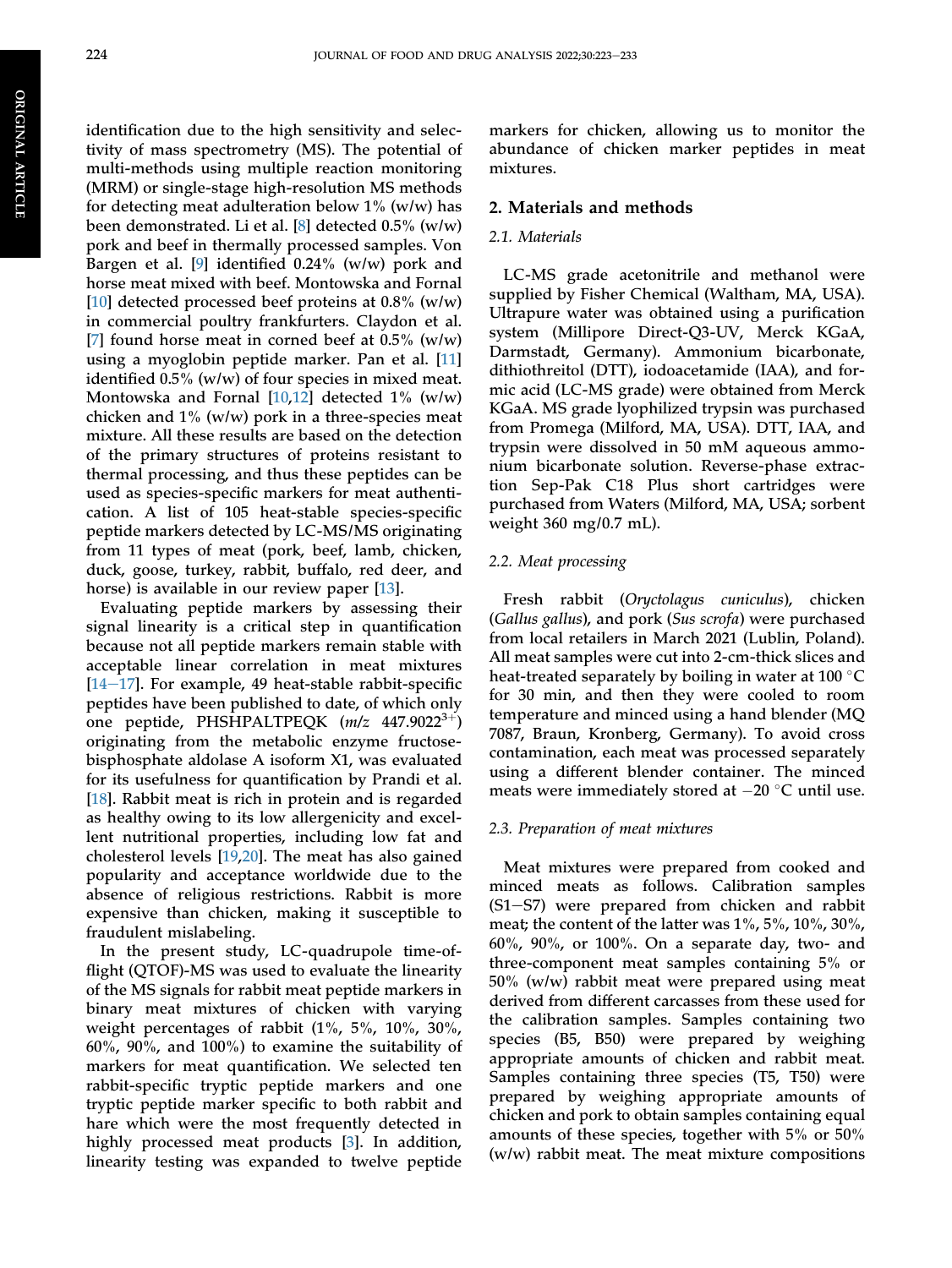identification due to the high sensitivity and selectivity of mass spectrometry (MS). The potential of multi-methods using multiple reaction monitoring (MRM) or single-stage high-resolution MS methods for detecting meat adulteration below 1% (w/w) has been demonstrated. Li et al. [8] detected 0.5% (w/w) pork and beef in thermally processed samples. Von Bargen et al. [9] identified 0.24% (w/w) pork and horse meat mixed with beef. Montowska and Fornal [10] detected processed beef proteins at 0.8% (w/w) in commercial poultry frankfurters. Claydon et al. [7] found horse meat in corned beef at 0.5% (w/w) using a myoglobin peptide marker. Pan et al. [11] identified 0.5% (w/w) of four species in mixed meat. Montowska and Fornal [10,12] detected 1% (w/w) chicken and 1% (w/w) pork in a three-species meat mixture. All these results are based on the detection of the primary structures of proteins resistant to thermal processing, and thus these peptides can be used as species-specific markers for meat authentication. A list of 105 heat-stable species-specific peptide markers detected by LC-MS/MS originating from 11 types of meat (pork, beef, lamb, chicken, duck, goose, turkey, rabbit, buffalo, red deer, and horse) is available in our review paper [13].

Evaluating peptide markers by assessing their signal linearity is a critical step in quantification because not all peptide markers remain stable with acceptable linear correlation in meat mixtures [14–17]. For example, 49 heat-stable rabbit-specific peptides have been published to date, of which only one peptide, PHSHPALTPEQK (*m/z* $447.9022^{3+}$) originating from the metabolic enzyme fructose-bisphosphate aldolase A isoform X1, was evaluated for its usefulness for quantification by Prandi et al. [18]. Rabbit meat is rich in protein and is regarded as healthy owing to its low allergenicity and excellent nutritional properties, including low fat and cholesterol levels [19,20]. The meat has also gained popularity and acceptance worldwide due to the absence of religious restrictions. Rabbit is more expensive than chicken, making it susceptible to fraudulent mislabeling.

In the present study, LC-quadrupole time-of-flight (QTOF)-MS was used to evaluate the linearity of the MS signals for rabbit meat peptide markers in binary meat mixtures of chicken with varying weight percentages of rabbit (1%, 5%, 10%, 30%, 60%, 90%, and 100%) to examine the suitability of markers for meat quantification. We selected ten rabbit-specific tryptic peptide markers and one tryptic peptide marker specific to both rabbit and hare which were the most frequently detected in highly processed meat products [3]. In addition, linearity testing was expanded to twelve peptide markers for chicken, allowing us to monitor the abundance of chicken marker peptides in meat mixtures.

## 2. Materials and methods

### 2.1. Materials

LC-MS grade acetonitrile and methanol were supplied by Fisher Chemical (Waltham, MA, USA). Ultrapure water was obtained using a purification system (Millipore Direct-Q3-UV, Merck KGaA, Darmstadt, Germany). Ammonium bicarbonate, dithiothreitol (DTT), iodoacetamide (IAA), and formic acid (LC-MS grade) were obtained from Merck KGaA. MS grade lyophilized trypsin was purchased from Promega (Milford, MA, USA). DTT, IAA, and trypsin were dissolved in 50 mM aqueous ammonium bicarbonate solution. Reverse-phase extraction Sep-Pak C18 Plus short cartridges were purchased from Waters (Milford, MA, USA; sorbent weight 360 mg/0.7 mL).

### 2.2. Meat processing

Fresh rabbit (*Oryctolagus cuniculus*), chicken (*Gallus gallus*), and pork (*Sus scrofa*) were purchased from local retailers in March 2021 (Lublin, Poland). All meat samples were cut into 2-cm-thick slices and heat-treated separately by boiling in water at 100 °C for 30 min, and then they were cooled to room temperature and minced using a hand blender (MQ 7087, Braun, Kronberg, Germany). To avoid cross contamination, each meat was processed separately using a different blender container. The minced meats were immediately stored at −20 °C until use.

### 2.3. Preparation of meat mixtures

Meat mixtures were prepared from cooked and minced meats as follows. Calibration samples (S1–S7) were prepared from chicken and rabbit meat; the content of the latter was 1%, 5%, 10%, 30%, 60%, 90%, or 100%. On a separate day, two- and three-component meat samples containing 5% or 50% (w/w) rabbit meat were prepared using meat derived from different carcasses from these used for the calibration samples. Samples containing two species (B5, B50) were prepared by weighing appropriate amounts of chicken and rabbit meat. Samples containing three species (T5, T50) were prepared by weighing appropriate amounts of chicken and pork to obtain samples containing equal amounts of these species, together with 5% or 50% (w/w) rabbit meat. The meat mixture compositions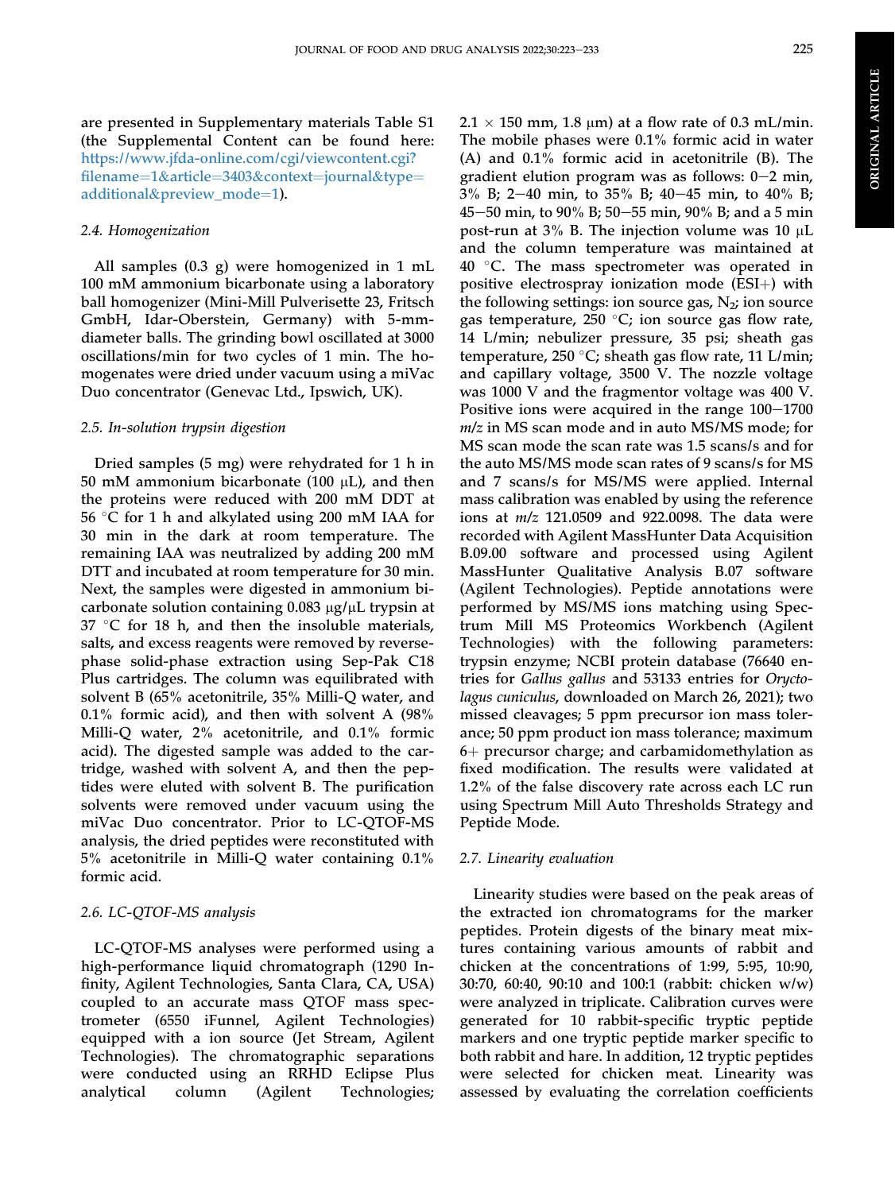are presented in Supplementary materials Table S1 (the Supplemental Content can be found here: https://www.jfda-online.com/cgi/viewcontent.cgi?filename=1&article=3403&context=journal&type=additional&preview_mode=1).

### 2.4. Homogenization

All samples (0.3 g) were homogenized in 1 mL 100 mM ammonium bicarbonate using a laboratory ball homogenizer (Mini-Mill Pulverisette 23, Fritsch GmbH, Idar-Oberstein, Germany) with 5-mm-diameter balls. The grinding bowl oscillated at 3000 oscillations/min for two cycles of 1 min. The homogenates were dried under vacuum using a miVac Duo concentrator (Genevac Ltd., Ipswich, UK).

### 2.5. In-solution trypsin digestion

Dried samples (5 mg) were rehydrated for 1 h in 50 mM ammonium bicarbonate (100 μL), and then the proteins were reduced with 200 mM DDT at 56 °C for 1 h and alkylated using 200 mM IAA for 30 min in the dark at room temperature. The remaining IAA was neutralized by adding 200 mM DTT and incubated at room temperature for 30 min. Next, the samples were digested in ammonium bicarbonate solution containing 0.083 μg/μL trypsin at 37 °C for 18 h, and then the insoluble materials, salts, and excess reagents were removed by reverse-phase solid-phase extraction using Sep-Pak C18 Plus cartridges. The column was equilibrated with solvent B (65% acetonitrile, 35% Milli-Q water, and 0.1% formic acid), and then with solvent A (98% Milli-Q water, 2% acetonitrile, and 0.1% formic acid). The digested sample was added to the cartridge, washed with solvent A, and then the peptides were eluted with solvent B. The purification solvents were removed under vacuum using the miVac Duo concentrator. Prior to LC-QTOF-MS analysis, the dried peptides were reconstituted with 5% acetonitrile in Milli-Q water containing 0.1% formic acid.

### 2.6. LC-QTOF-MS analysis

LC-QTOF-MS analyses were performed using a high-performance liquid chromatograph (1290 Infinity, Agilent Technologies, Santa Clara, CA, USA) coupled to an accurate mass QTOF mass spectrometer (6550 iFunnel, Agilent Technologies) equipped with a ion source (Jet Stream, Agilent Technologies). The chromatographic separations were conducted using an RRHD Eclipse Plus analytical column (Agilent Technologies; 2.1 × 150 mm, 1.8 μm) at a flow rate of 0.3 mL/min. The mobile phases were 0.1% formic acid in water (A) and 0.1% formic acid in acetonitrile (B). The gradient elution program was as follows: 0–2 min, 3% B; 2–40 min, to 35% B; 40–45 min, to 40% B; 45–50 min, to 90% B; 50–55 min, 90% B; and a 5 min post-run at 3% B. The injection volume was 10 μL and the column temperature was maintained at 40 °C. The mass spectrometer was operated in positive electrospray ionization mode (ESI+) with the following settings: ion source gas, $N_2$; ion source gas temperature, 250 °C; ion source gas flow rate, 14 L/min; nebulizer pressure, 35 psi; sheath gas temperature, 250 °C; sheath gas flow rate, 11 L/min; and capillary voltage, 3500 V. The nozzle voltage was 1000 V and the fragmentor voltage was 400 V. Positive ions were acquired in the range 100–1700 *m/z* in MS scan mode and in auto MS/MS mode; for MS scan mode the scan rate was 1.5 scans/s and for the auto MS/MS mode scan rates of 9 scans/s for MS and 7 scans/s for MS/MS were applied. Internal mass calibration was enabled by using the reference ions at *m/z* 121.0509 and 922.0098. The data were recorded with Agilent MassHunter Data Acquisition B.09.00 software and processed using Agilent MassHunter Qualitative Analysis B.07 software (Agilent Technologies). Peptide annotations were performed by MS/MS ions matching using Spectrum Mill MS Proteomics Workbench (Agilent Technologies) with the following parameters: trypsin enzyme; NCBI protein database (76640 entries for *Gallus gallus* and 53133 entries for *Oryctolagus cuniculus*, downloaded on March 26, 2021); two missed cleavages; 5 ppm precursor ion mass tolerance; 50 ppm product ion mass tolerance; maximum 6+ precursor charge; and carbamidomethylation as fixed modification. The results were validated at 1.2% of the false discovery rate across each LC run using Spectrum Mill Auto Thresholds Strategy and Peptide Mode.

### 2.7. Linearity evaluation

Linearity studies were based on the peak areas of the extracted ion chromatograms for the marker peptides. Protein digests of the binary meat mixtures containing various amounts of rabbit and chicken at the concentrations of 1:99, 5:95, 10:90, 30:70, 60:40, 90:10 and 100:1 (rabbit: chicken w/w) were analyzed in triplicate. Calibration curves were generated for 10 rabbit-specific tryptic peptide markers and one tryptic peptide marker specific to both rabbit and hare. In addition, 12 tryptic peptides were selected for chicken meat. Linearity was assessed by evaluating the correlation coefficients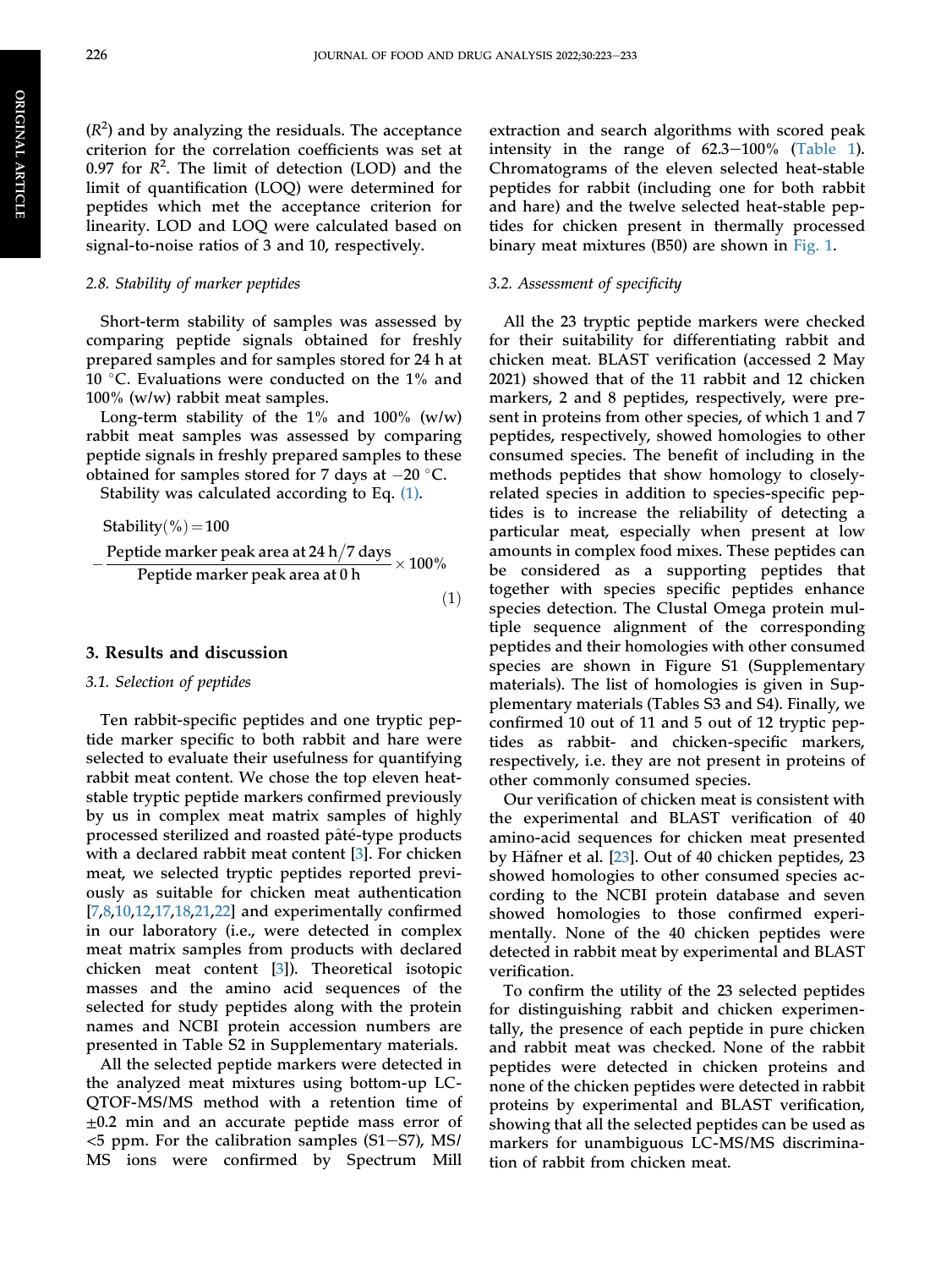($R^2$) and by analyzing the residuals. The acceptance criterion for the correlation coefficients was set at 0.97 for $R^2$. The limit of detection (LOD) and the limit of quantification (LOQ) were determined for peptides which met the acceptance criterion for linearity. LOD and LOQ were calculated based on signal-to-noise ratios of 3 and 10, respectively.

### 2.8. Stability of marker peptides

Short-term stability of samples was assessed by comparing peptide signals obtained for freshly prepared samples and for samples stored for 24 h at 10 °C. Evaluations were conducted on the 1% and 100% (w/w) rabbit meat samples.

Long-term stability of the 1% and 100% (w/w) rabbit meat samples was assessed by comparing peptide signals in freshly prepared samples to these obtained for samples stored for 7 days at −20 °C.

Stability was calculated according to Eq. (1).

$$\text{Stability}(\%) = 100 - \frac{\text{Peptide marker peak area at 24 h/7 days}}{\text{Peptide marker peak area at 0 h}} \times 100\% \quad (1)$$

## 3. Results and discussion

### 3.1. Selection of peptides

Ten rabbit-specific peptides and one tryptic peptide marker specific to both rabbit and hare were selected to evaluate their usefulness for quantifying rabbit meat content. We chose the top eleven heat-stable tryptic peptide markers confirmed previously by us in complex meat matrix samples of highly processed sterilized and roasted pâté-type products with a declared rabbit meat content [3]. For chicken meat, we selected tryptic peptides reported previously as suitable for chicken meat authentication [7,8,10,12,17,18,21,22] and experimentally confirmed in our laboratory (i.e., were detected in complex meat matrix samples from products with declared chicken meat content [3]). Theoretical isotopic masses and the amino acid sequences of the selected for study peptides along with the protein names and NCBI protein accession numbers are presented in Table S2 in Supplementary materials.

All the selected peptide markers were detected in the analyzed meat mixtures using bottom-up LC-QTOF-MS/MS method with a retention time of ±0.2 min and an accurate peptide mass error of <5 ppm. For the calibration samples (S1−S7), MS/MS ions were confirmed by Spectrum Mill extraction and search algorithms with scored peak intensity in the range of 62.3−100% (Table 1). Chromatograms of the eleven selected heat-stable peptides for rabbit (including one for both rabbit and hare) and the twelve selected heat-stable peptides for chicken present in thermally processed binary meat mixtures (B50) are shown in Fig. 1.

### 3.2. Assessment of specificity

All the 23 tryptic peptide markers were checked for their suitability for differentiating rabbit and chicken meat. BLAST verification (accessed 2 May 2021) showed that of the 11 rabbit and 12 chicken markers, 2 and 8 peptides, respectively, were present in proteins from other species, of which 1 and 7 peptides, respectively, showed homologies to other consumed species. The benefit of including in the methods peptides that show homology to closely-related species in addition to species-specific peptides is to increase the reliability of detecting a particular meat, especially when present at low amounts in complex food mixes. These peptides can be considered as a supporting peptides that together with species specific peptides enhance species detection. The Clustal Omega protein multiple sequence alignment of the corresponding peptides and their homologies with other consumed species are shown in Figure S1 (Supplementary materials). The list of homologies is given in Supplementary materials (Tables S3 and S4). Finally, we confirmed 10 out of 11 and 5 out of 12 tryptic peptides as rabbit- and chicken-specific markers, respectively, i.e. they are not present in proteins of other commonly consumed species.

Our verification of chicken meat is consistent with the experimental and BLAST verification of 40 amino-acid sequences for chicken meat presented by Häfner et al. [23]. Out of 40 chicken peptides, 23 showed homologies to other consumed species according to the NCBI protein database and seven showed homologies to those confirmed experimentally. None of the 40 chicken peptides were detected in rabbit meat by experimental and BLAST verification.

To confirm the utility of the 23 selected peptides for distinguishing rabbit and chicken experimentally, the presence of each peptide in pure chicken and rabbit meat was checked. None of the rabbit peptides were detected in chicken proteins and none of the chicken peptides were detected in rabbit proteins by experimental and BLAST verification, showing that all the selected peptides can be used as markers for unambiguous LC-MS/MS discrimination of rabbit from chicken meat.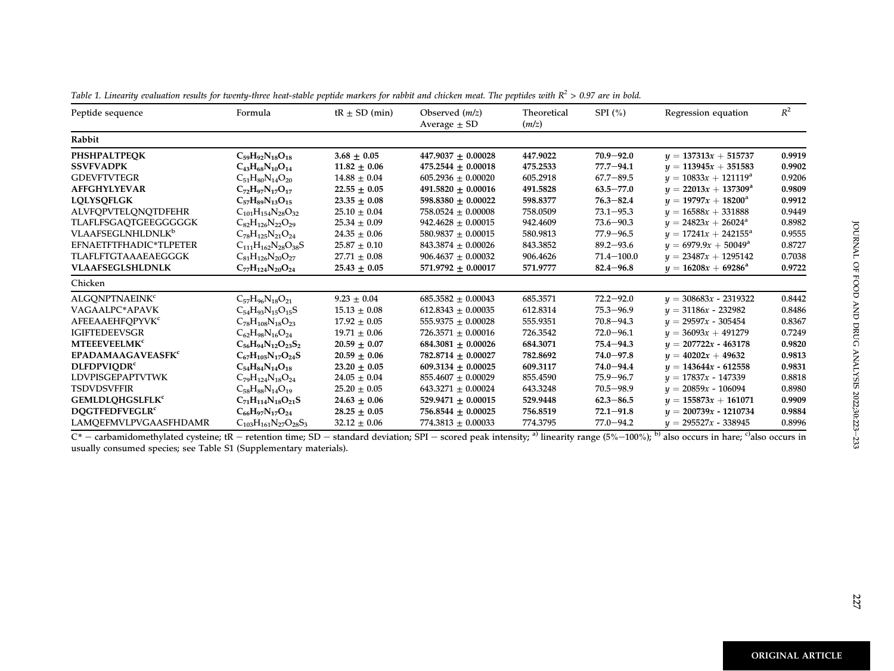Table 1. *Linearity evaluation results for twenty-three heat-stable peptide markers for rabbit and chicken meat. The peptides with $R^2$ > 0.97 are in bold.*

| Peptide sequence | Formula | tR ± SD (min) | Observed (*m/z*) Average ± SD | Theoretical (*m/z*) | SPI (%) | Regression equation | $R^2$ |
|---|---|---|---|---|---|---|---|
| **Rabbit** | | | | | | | |
| **PHSHPALTPEQK** | $\mathbf{C_{59}H_{92}N_{18}O_{18}}$ | **3.68 ± 0.05** | **447.9037 ± 0.00028** | **447.9022** | **70.9−92.0** | $y = 137313x + 515737$ | **0.9919** |
| **SSVFVADPK** | $\mathbf{C_{43}H_{68}N_{10}O_{14}}$ | **11.82 ± 0.06** | **475.2544 ± 0.00018** | **475.2533** | **77.7−94.1** | $y = 113945x + 351583$ | **0.9902** |
| GDEVFTVTEGR | $C_{51}H_{80}N_{14}O_{20}$ | 14.88 ± 0.04 | 605.2936 ± 0.00020 | 605.2918 | 67.7−89.5 | $y = 10833x + 121119$[a] | 0.9206 |
| **AFFGHYLYEVAR** | $\mathbf{C_{72}H_{97}N_{17}O_{17}}$ | **22.55 ± 0.05** | **491.5820 ± 0.00016** | **491.5828** | **63.5−77.0** | $y = 22013x + 137309$[a] | **0.9809** |
| **LQLYSQFLGK** | $\mathbf{C_{57}H_{89}N_{13}O_{15}}$ | **23.35 ± 0.08** | **598.8380 ± 0.00022** | **598.8377** | **76.3−82.4** | $y = 19797x + 18200$[a] | **0.9912** |
| ALVFQPVTELQNQTDFEHR | $C_{101}H_{154}N_{28}O_{32}$ | 25.10 ± 0.04 | 758.0524 ± 0.00008 | 758.0509 | 73.1−95.3 | $y = 16588x + 331888$ | 0.9449 |
| TLAFLFSGAQTGEEGGGGGK | $C_{82}H_{126}N_{22}O_{29}$ | 25.34 ± 0.09 | 942.4628 ± 0.00015 | 942.4609 | 73.6−90.3 | $y = 24823x + 26024$[a] | 0.8982 |
| VLAAFSEGLNHLDNLK[b] | $C_{78}H_{125}N_{21}O_{24}$ | 24.35 ± 0.06 | 580.9837 ± 0.00015 | 580.9813 | 77.9−96.5 | $y = 17241x + 242155$[a] | 0.9555 |
| EFNAETFTFHADIC*TLPETER | $C_{111}H_{162}N_{28}O_{38}S$ | 25.87 ± 0.10 | 843.3874 ± 0.00026 | 843.3852 | 89.2−93.6 | $y = 6979.9x + 50049$[a] | 0.8727 |
| TLAFLFTGTAAAEAEGGGK | $C_{81}H_{126}N_{20}O_{27}$ | 27.71 ± 0.08 | 906.4637 ± 0.00032 | 906.4626 | 71.4−100.0 | $y = 23487x + 1295142$ | 0.7038 |
| **VLAAFSEGLSHLDNLK** | $\mathbf{C_{77}H_{124}N_{20}O_{24}}$ | **25.43 ± 0.05** | **571.9792 ± 0.00017** | **571.9777** | **82.4−96.8** | $y = 16208x + 69286$[a] | **0.9722** |
| **Chicken** | | | | | | | |
| ALGQNPTNAEINK[c] | $C_{57}H_{96}N_{18}O_{21}$ | 9.23 ± 0.04 | 685.3582 ± 0.00043 | 685.3571 | 72.2−92.0 | $y = 308683x$ - 2319322 | 0.8442 |
| VAGAALPC*APAVK | $C_{54}H_{93}N_{15}O_{15}S$ | 15.13 ± 0.08 | 612.8343 ± 0.00035 | 612.8314 | 75.3−96.9 | $y = 31186x$ - 232982 | 0.8486 |
| AFEEAAEHFQPYVK[c] | $C_{78}H_{108}N_{18}O_{23}$ | 17.92 ± 0.05 | 555.9375 ± 0.00028 | 555.9351 | 70.8−94.3 | $y = 29597x$ - 305454 | 0.8367 |
| IGIFTEDEEVSGR | $C_{62}H_{98}N_{16}O_{24}$ | 19.71 ± 0.06 | 726.3571 ± 0.00016 | 726.3542 | 72.0−96.1 | $y = 36093x + 491279$ | 0.7249 |
| **MTEEEVEELMK**[c] | $\mathbf{C_{56}H_{94}N_{12}O_{23}S_2}$ | **20.59 ± 0.07** | **684.3081 ± 0.00026** | **684.3071** | **75.4−94.3** | $y = 207722x$ **- 463178** | **0.9820** |
| **EPADAMAAGAVEASFK**[c] | $\mathbf{C_{67}H_{105}N_{17}O_{24}S}$ | **20.59 ± 0.06** | **782.8714 ± 0.00027** | **782.8692** | **74.0−97.8** | $y = 40202x + 49632$ | **0.9813** |
| **DLFDPVIQDR**[c] | $\mathbf{C_{54}H_{84}N_{14}O_{18}}$ | **23.20 ± 0.05** | **609.3134 ± 0.00025** | **609.3117** | **74.0−94.4** | $y = 143644x$ **- 612558** | **0.9831** |
| LDVPISGEPAPTVTWK | $C_{79}H_{124}N_{18}O_{24}$ | 24.05 ± 0.04 | 855.4607 ± 0.00029 | 855.4590 | 75.9−96.7 | $y = 17837x$ - 147339 | 0.8818 |
| TSDVDSVFFIR | $C_{58}H_{88}N_{14}O_{19}$ | 25.20 ± 0.05 | 643.3271 ± 0.00024 | 643.3248 | 70.5−98.9 | $y = 20859x$ - 106094 | 0.8980 |
| **GEMLDLQHGSLFLK**[c] | $\mathbf{C_{71}H_{114}N_{18}O_{21}S}$ | **24.63 ± 0.06** | **529.9471 ± 0.00015** | **529.9448** | **62.3−86.5** | $y = 155873x + 161071$ | **0.9909** |
| **DQGTFEDFVEGLR**[c] | $\mathbf{C_{66}H_{97}N_{17}O_{24}}$ | **28.25 ± 0.05** | **756.8544 ± 0.00025** | **756.8519** | **72.1−91.8** | $y = 200739x$ **- 1210734** | **0.9884** |
| LAMQEFMVLPVGAASFHDAMR | $C_{103}H_{161}N_{27}O_{28}S_3$ | 32.12 ± 0.06 | 774.3813 ± 0.00033 | 774.3795 | 77.0−94.2 | $y = 295527x$ - 338945 | 0.8996 |

C* − carbamidomethylated cysteine; tR − retention time; SD − standard deviation; SPI − scored peak intensity; [a] linearity range (5%−100%); [b] also occurs in hare; [c] also occurs in usually consumed species; see Table S1 (Supplementary materials).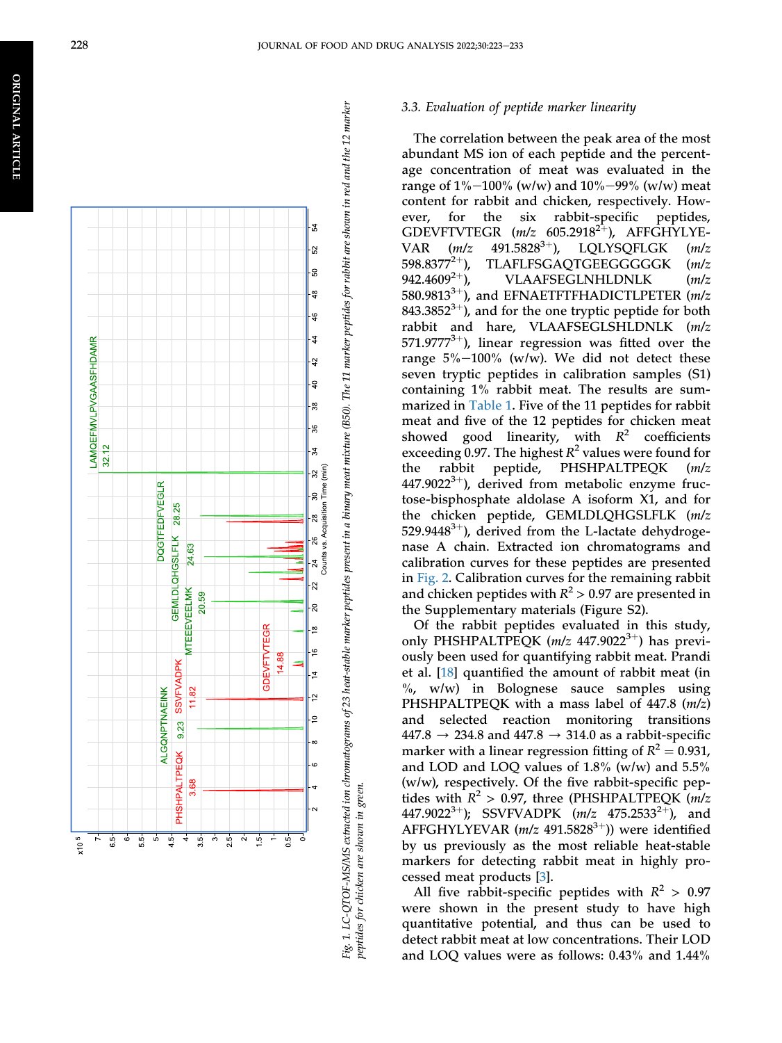Fig. 1. LC-QTOF-MS/MS extracted ion chromatograms of 23 heat-stable marker peptides present in a binary meat mixture (B50). The 11 marker peptides for rabbit are shown in red and the 12 marker peptides for chicken are shown in green.

### 3.3. Evaluation of peptide marker linearity

The correlation between the peak area of the most abundant MS ion of each peptide and the percentage concentration of meat was evaluated in the range of 1%–100% (w/w) and 10%–99% (w/w) meat content for rabbit and chicken, respectively. However, for the six rabbit-specific peptides, GDEVFTVTEGR (*m/z* 605.2918$^{2+}$), AFFGHYLYEVAR (*m/z* 491.5828$^{3+}$), LQLYSQFLGK (*m/z* 598.8377$^{2+}$), TLAFLFSGAQTGEEGGGGK (*m/z* 942.4609$^{2+}$), VLAAFSEGLNHLDNLK (*m/z* 580.9813$^{3+}$), and EFNAETFTFHADICTLPETER (*m/z* 843.3852$^{3+}$), and for the one tryptic peptide for both rabbit and hare, VLAAFSEGLSHLDNLK (*m/z* 571.9777$^{3+}$), linear regression was fitted over the range 5%–100% (w/w). We did not detect these seven tryptic peptides in calibration samples (S1) containing 1% rabbit meat. The results are summarized in Table 1. Five of the 11 peptides for rabbit meat and five of the 12 peptides for chicken meat showed good linearity, with $R^2$ coefficients exceeding 0.97. The highest $R^2$ values were found for the rabbit peptide, PHSHPALTPEQK (*m/z* 447.9022$^{3+}$), derived from metabolic enzyme fructose-bisphosphate aldolase A isoform X1, and for the chicken peptide, GEMLDLQHGSLFLK (*m/z* 529.9448$^{3+}$), derived from the L-lactate dehydrogenase A chain. Extracted ion chromatograms and calibration curves for these peptides are presented in Fig. 2. Calibration curves for the remaining rabbit and chicken peptides with $R^2 > 0.97$ are presented in the Supplementary materials (Figure S2).

Of the rabbit peptides evaluated in this study, only PHSHPALTPEQK (*m/z* 447.9022$^{3+}$) has previously been used for quantifying rabbit meat. Prandi et al. [18] quantified the amount of rabbit meat (in %, w/w) in Bolognese sauce samples using PHSHPALTPEQK with a mass label of 447.8 (*m/z*) and selected reaction monitoring transitions 447.8 → 234.8 and 447.8 → 314.0 as a rabbit-specific marker with a linear regression fitting of $R^2 = 0.931$, and LOD and LOQ values of 1.8% (w/w) and 5.5% (w/w), respectively. Of the five rabbit-specific peptides with $R^2 > 0.97$, three (PHSHPALTPEQK (*m/z* 447.9022$^{3+}$); SSVFVADPK (*m/z* 475.2533$^{2+}$), and AFFGHYLYEVAR (*m/z* 491.5828$^{3+}$)) were identified by us previously as the most reliable heat-stable markers for detecting rabbit meat in highly processed meat products [3].

All five rabbit-specific peptides with $R^2 > 0.97$ were shown in the present study to have high quantitative potential, and thus can be used to detect rabbit meat at low concentrations. Their LOD and LOQ values were as follows: 0.43% and 1.44%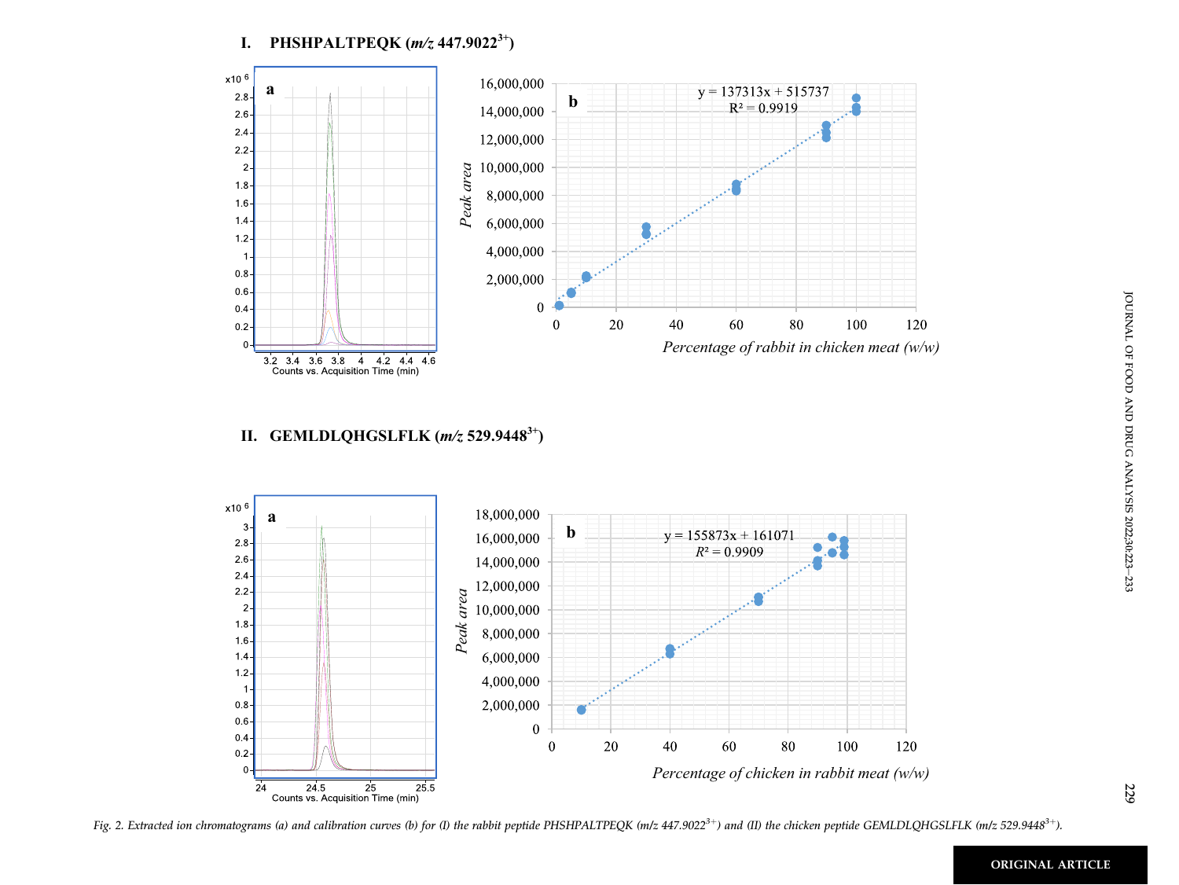## I. PHSHPALTPEQK (*m/z* 447.9022$^{3+}$)

## II. GEMLDLQHGSLFLK (*m/z* 529.9448$^{3+}$)

Fig. 2. Extracted ion chromatograms (a) and calibration curves (b) for (I) the rabbit peptide PHSHPALTPEQK (m/z 447.9022$^{3+}$) and (II) the chicken peptide GEMLDLQHGSLFLK (m/z 529.9448$^{3+}$).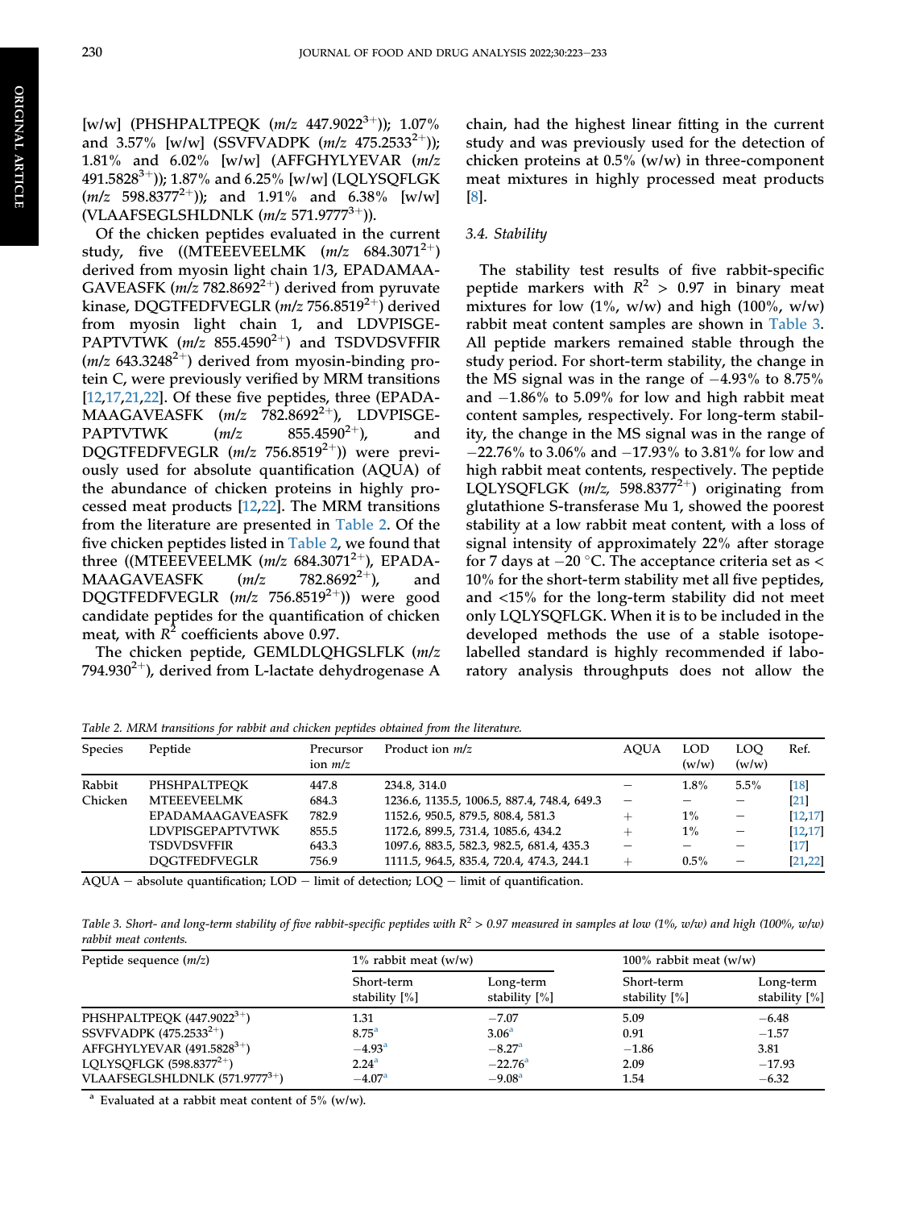[w/w] (PHSHPALTPEQK ($m/z$ 447.9022$^{3+}$)); 1.07% and 3.57% [w/w] (SSVFVADPK ($m/z$ 475.2533$^{2+}$)); 1.81% and 6.02% [w/w] (AFFGHYLYEVAR ($m/z$ 491.5828$^{3+}$)); 1.87% and 6.25% [w/w] (LQLYSQFLGK ($m/z$ 598.8377$^{2+}$)); and 1.91% and 6.38% [w/w] (VLAAFSEGLSHLDNLK ($m/z$ 571.9777$^{3+}$)).

Of the chicken peptides evaluated in the current study, five ((MTEEEVEELMK ($m/z$ 684.3071$^{2+}$) derived from myosin light chain 1/3, EPADAMAAGAVEASFK ($m/z$ 782.8692$^{2+}$) derived from pyruvate kinase, DQGTFEDFVEGLR ($m/z$ 756.8519$^{2+}$) derived from myosin light chain 1, and LDVPISGEPAPTVTWK ($m/z$ 855.4590$^{2+}$) and TSDVDSVFFIR ($m/z$ 643.3248$^{2+}$) derived from myosin-binding protein C, were previously verified by MRM transitions [12,17,21,22]. Of these five peptides, three (EPADAMAAGAVEASFK ($m/z$ 782.8692$^{2+}$), LDVPISGEPAPTVTWK ($m/z$ 855.4590$^{2+}$), and DQGTFEDFVEGLR ($m/z$ 756.8519$^{2+}$)) were previously used for absolute quantification (AQUA) of the abundance of chicken proteins in highly processed meat products [12,22]. The MRM transitions from the literature are presented in Table 2. Of the five chicken peptides listed in Table 2, we found that three ((MTEEEVEELMK ($m/z$ 684.3071$^{2+}$), EPADAMAAGAVEASFK ($m/z$ 782.8692$^{2+}$), and DQGTFEDFVEGLR ($m/z$ 756.8519$^{2+}$)) were good candidate peptides for the quantification of chicken meat, with $R^2$ coefficients above 0.97.

The chicken peptide, GEMLDLQHGSLFLK ($m/z$ 794.930$^{2+}$), derived from L-lactate dehydrogenase A chain, had the highest linear fitting in the current study and was previously used for the detection of chicken proteins at 0.5% (w/w) in three-component meat mixtures in highly processed meat products [8].

### 3.4. Stability

The stability test results of five rabbit-specific peptide markers with $R^2 > 0.97$ in binary meat mixtures for low (1%, w/w) and high (100%, w/w) rabbit meat content samples are shown in Table 3. All peptide markers remained stable through the study period. For short-term stability, the change in the MS signal was in the range of −4.93% to 8.75% and −1.86% to 5.09% for low and high rabbit meat content samples, respectively. For long-term stability, the change in the MS signal was in the range of −22.76% to 3.06% and −17.93% to 3.81% for low and high rabbit meat contents, respectively. The peptide LQLYSQFLGK ($m/z$, 598.8377$^{2+}$) originating from glutathione S-transferase Mu 1, showed the poorest stability at a low rabbit meat content, with a loss of signal intensity of approximately 22% after storage for 7 days at −20 °C. The acceptance criteria set as < 10% for the short-term stability met all five peptides, and <15% for the long-term stability did not meet only LQLYSQFLGK. When it is to be included in the developed methods the use of a stable isotope-labelled standard is highly recommended if laboratory analysis throughputs does not allow the

*Table 2. MRM transitions for rabbit and chicken peptides obtained from the literature.*

| Species | Peptide | Precursor ion $m/z$ | Product ion $m/z$ | AQUA | LOD (w/w) | LOQ (w/w) | Ref. |
|---|---|---|---|---|---|---|---|
| Rabbit | PHSHPALTPEQK | 447.8 | 234.8, 314.0 | − | 1.8% | 5.5% | [18] |
| Chicken | MTEEEVEELMK | 684.3 | 1236.6, 1135.5, 1006.5, 887.4, 748.4, 649.3 | − | − | − | [21] |
| | EPADAMAAGAVEASFK | 782.9 | 1152.6, 950.5, 879.5, 808.4, 581.3 | + | 1% | − | [12,17] |
| | LDVPISGEPAPTVTWK | 855.5 | 1172.6, 899.5, 731.4, 1085.6, 434.2 | + | 1% | − | [12,17] |
| | TSDVDSVFFIR | 643.3 | 1097.6, 883.5, 582.3, 982.5, 681.4, 435.3 | − | − | − | [17] |
| | DQGTFEDFVEGLR | 756.9 | 1111.5, 964.5, 835.4, 720.4, 474.3, 244.1 | + | 0.5% | − | [21,22] |

AQUA − absolute quantification; LOD − limit of detection; LOQ − limit of quantification.

*Table 3. Short- and long-term stability of five rabbit-specific peptides with $R^2 > 0.97$ measured in samples at low (1%, w/w) and high (100%, w/w) rabbit meat contents.*

| Peptide sequence ($m/z$) | 1% rabbit meat (w/w) | | 100% rabbit meat (w/w) | |
|---|---|---|---|---|
| | Short-term stability [%] | Long-term stability [%] | Short-term stability [%] | Long-term stability [%] |
| PHSHPALTPEQK (447.9022$^{3+}$) | 1.31 | −7.07 | 5.09 | −6.48 |
| SSVFVADPK (475.2533$^{2+}$) | 8.75[a] | 3.06[a] | 0.91 | −1.57 |
| AFFGHYLYEVAR (491.5828$^{3+}$) | −4.93[a] | −8.27[a] | −1.86 | 3.81 |
| LQLYSQFLGK (598.8377$^{2+}$) | 2.24[a] | −22.76[a] | 2.09 | −17.93 |
| VLAAFSEGLSHLDNLK (571.9777$^{3+}$) | −4.07[a] | −9.08[a] | 1.54 | −6.32 |

[a] Evaluated at a rabbit meat content of 5% (w/w).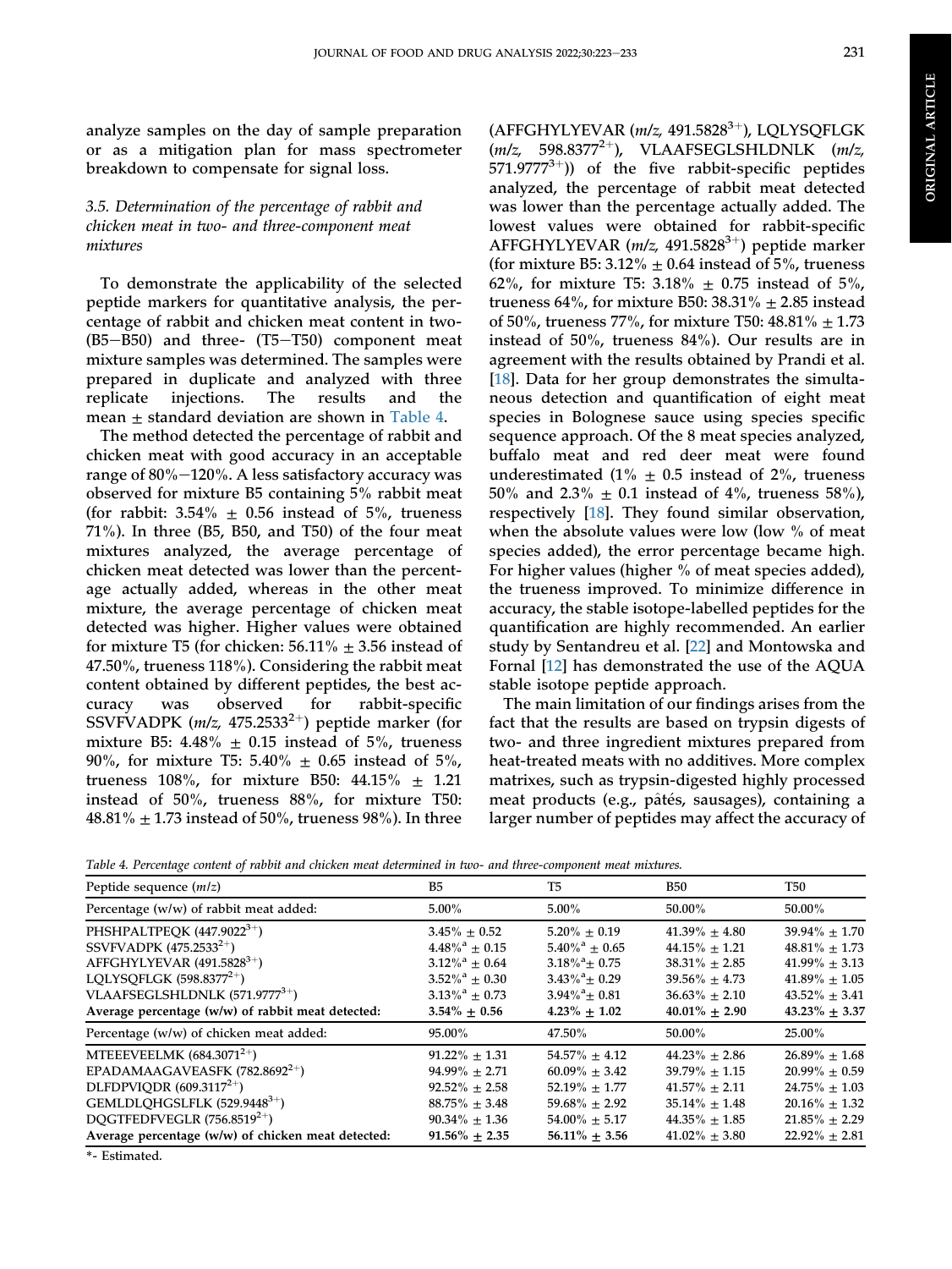analyze samples on the day of sample preparation or as a mitigation plan for mass spectrometer breakdown to compensate for signal loss.

### 3.5. Determination of the percentage of rabbit and chicken meat in two- and three-component meat mixtures

To demonstrate the applicability of the selected peptide markers for quantitative analysis, the percentage of rabbit and chicken meat content in two- (B5−B50) and three- (T5−T50) component meat mixture samples was determined. The samples were prepared in duplicate and analyzed with three replicate injections. The results and the mean ± standard deviation are shown in Table 4.

The method detected the percentage of rabbit and chicken meat with good accuracy in an acceptable range of 80%−120%. A less satisfactory accuracy was observed for mixture B5 containing 5% rabbit meat (for rabbit: 3.54% ± 0.56 instead of 5%, trueness 71%). In three (B5, B50, and T50) of the four meat mixtures analyzed, the average percentage of chicken meat detected was lower than the percentage actually added, whereas in the other meat mixture, the average percentage of chicken meat detected was higher. Higher values were obtained for mixture T5 (for chicken: 56.11% ± 3.56 instead of 47.50%, trueness 118%). Considering the rabbit meat content obtained by different peptides, the best accuracy was observed for rabbit-specific SSVFVADPK (*m/z,* $475.2533^{2+}$) peptide marker (for mixture B5: 4.48% ± 0.15 instead of 5%, trueness 90%, for mixture T5: 5.40% ± 0.65 instead of 5%, trueness 108%, for mixture B50: 44.15% ± 1.21 instead of 50%, trueness 88%, for mixture T50: 48.81% ± 1.73 instead of 50%, trueness 98%). In three (AFFGHYLYEVAR (*m/z,* $491.5828^{3+}$), LQLYSQFLGK (*m/z,* $598.8377^{2+}$), VLAAFSEGLSHLDNLK (*m/z,* $571.9777^{3+}$)) of the five rabbit-specific peptides analyzed, the percentage of rabbit meat detected was lower than the percentage actually added. The lowest values were obtained for rabbit-specific AFFGHYLYEVAR (*m/z,* $491.5828^{3+}$) peptide marker (for mixture B5: 3.12% ± 0.64 instead of 5%, trueness 62%, for mixture T5: 3.18% ± 0.75 instead of 5%, trueness 64%, for mixture B50: 38.31% ± 2.85 instead of 50%, trueness 77%, for mixture T50: 48.81% ± 1.73 instead of 50%, trueness 84%). Our results are in agreement with the results obtained by Prandi et al. [18]. Data for her group demonstrates the simultaneous detection and quantification of eight meat species in Bolognese sauce using species specific sequence approach. Of the 8 meat species analyzed, buffalo meat and red deer meat were found underestimated (1% ± 0.5 instead of 2%, trueness 50% and 2.3% ± 0.1 instead of 4%, trueness 58%), respectively [18]. They found similar observation, when the absolute values were low (low % of meat species added), the error percentage became high. For higher values (higher % of meat species added), the trueness improved. To minimize difference in accuracy, the stable isotope-labelled peptides for the quantification are highly recommended. An earlier study by Sentandreu et al. [22] and Montowska and Fornal [12] has demonstrated the use of the AQUA stable isotope peptide approach.

The main limitation of our findings arises from the fact that the results are based on trypsin digests of two- and three ingredient mixtures prepared from heat-treated meats with no additives. More complex matrixes, such as trypsin-digested highly processed meat products (e.g., pâtés, sausages), containing a larger number of peptides may affect the accuracy of

*Table 4. Percentage content of rabbit and chicken meat determined in two- and three-component meat mixtures.*

| Peptide sequence (*m/z*) | B5 | T5 | B50 | T50 |
|---|---|---|---|---|
| Percentage (w/w) of rabbit meat added: | 5.00% | 5.00% | 50.00% | 50.00% |
| PHSHPALTPEQK ($447.9022^{3+}$) | 3.45% ± 0.52 | 5.20% ± 0.19 | 41.39% ± 4.80 | 39.94% ± 1.70 |
| SSVFVADPK ($475.2533^{2+}$) | 4.48%[a] ± 0.15 | 5.40%[a] ± 0.65 | 44.15% ± 1.21 | 48.81% ± 1.73 |
| AFFGHYLYEVAR ($491.5828^{3+}$) | 3.12%[a] ± 0.64 | 3.18%[a] ± 0.75 | 38.31% ± 2.85 | 41.99% ± 3.13 |
| LQLYSQFLGK ($598.8377^{2+}$) | 3.52%[a] ± 0.30 | 3.43%[a] ± 0.29 | 39.56% ± 4.73 | 41.89% ± 1.05 |
| VLAAFSEGLSHLDNLK ($571.9777^{3+}$) | 3.13%[a] ± 0.73 | 3.94%[a] ± 0.81 | 36.63% ± 2.10 | 43.52% ± 3.41 |
| **Average percentage (w/w) of rabbit meat detected:** | **3.54% ± 0.56** | **4.23% ± 1.02** | **40.01% ± 2.90** | **43.23% ± 3.37** |
| Percentage (w/w) of chicken meat added: | 95.00% | 47.50% | 50.00% | 25.00% |
| MTEEEVEELMK ($684.3071^{2+}$) | 91.22% ± 1.31 | 54.57% ± 4.12 | 44.23% ± 2.86 | 26.89% ± 1.68 |
| EPADAMAAGAVEASFK ($782.8692^{2+}$) | 94.99% ± 2.71 | 60.09% ± 3.42 | 39.79% ± 1.15 | 20.99% ± 0.59 |
| DLFDPVIQDR ($609.3117^{2+}$) | 92.52% ± 2.58 | 52.19% ± 1.77 | 41.57% ± 2.11 | 24.75% ± 1.03 |
| GEMLDLQHGSLFLK ($529.9448^{3+}$) | 88.75% ± 3.48 | 59.68% ± 2.92 | 35.14% ± 1.48 | 20.16% ± 1.32 |
| DQGTFEDFVEGLR ($756.8519^{2+}$) | 90.34% ± 1.36 | 54.00% ± 5.17 | 44.35% ± 1.85 | 21.85% ± 2.29 |
| **Average percentage (w/w) of chicken meat detected:** | **91.56% ± 2.35** | **56.11% ± 3.56** | **41.02% ± 3.80** | **22.92% ± 2.81** |

*- Estimated.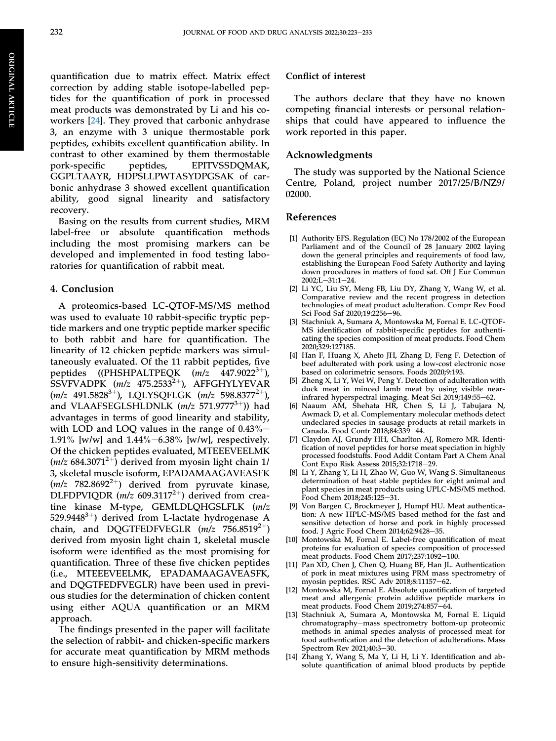quantification due to matrix effect. Matrix effect correction by adding stable isotope-labelled peptides for the quantification of pork in processed meat products was demonstrated by Li and his coworkers [24]. They proved that carbonic anhydrase 3, an enzyme with 3 unique thermostable pork peptides, exhibits excellent quantification ability. In contrast to other examined by them thermostable pork-specific peptides, EPITVSSDQMAK, GGPLTAAYR, HDPSLLPWTASYDPGSAK of carbonic anhydrase 3 showed excellent quantification ability, good signal linearity and satisfactory recovery.

Basing on the results from current studies, MRM label-free or absolute quantification methods including the most promising markers can be developed and implemented in food testing laboratories for quantification of rabbit meat.

## 4. Conclusion

A proteomics-based LC-QTOF-MS/MS method was used to evaluate 10 rabbit-specific tryptic peptide markers and one tryptic peptide marker specific to both rabbit and hare for quantification. The linearity of 12 chicken peptide markers was simultaneously evaluated. Of the 11 rabbit peptides, five peptides ((PHSHPALTPEQK (*m/z* $447.9022^{3+}$), SSVFVADPK (*m/z* $475.2533^{2+}$), AFFGHYLYEVAR (*m/z* $491.5828^{3+}$), LQLYSQFLGK (*m/z* $598.8377^{2+}$), and VLAAFSEGLSHLDNLK (*m/z* $571.9777^{3+}$)) had advantages in terms of good linearity and stability, with LOD and LOQ values in the range of 0.43%–1.91% [w/w] and 1.44%–6.38% [w/w], respectively. Of the chicken peptides evaluated, MTEEEVEELMK (*m/z* $684.3071^{2+}$) derived from myosin light chain 1/3, skeletal muscle isoform, EPADAMAAGAVEASFK (*m/z* $782.8692^{2+}$) derived from pyruvate kinase, DLFDPVIQDR (*m/z* $609.3117^{2+}$) derived from creatine kinase M-type, GEMLDLQHGSLFLK (*m/z* $529.9448^{3+}$) derived from L-lactate hydrogenase A chain, and DQGTFEDFVEGLR (*m/z* $756.8519^{2+}$) derived from myosin light chain 1, skeletal muscle isoform were identified as the most promising for quantification. Three of these five chicken peptides (i.e., MTEEEVEELMK, EPADAMAAGAVEASFK, and DQGTFEDFVEGLR) have been used in previous studies for the determination of chicken content using either AQUA quantification or an MRM approach.

The findings presented in the paper will facilitate the selection of rabbit- and chicken-specific markers for accurate meat quantification by MRM methods to ensure high-sensitivity determinations.

## Conflict of interest

The authors declare that they have no known competing financial interests or personal relationships that could have appeared to influence the work reported in this paper.

## Acknowledgments

The study was supported by the National Science Centre, Poland, project number 2017/25/B/NZ9/02000.

## References

[1] Authority EFS. Regulation (EC) No 178/2002 of the European Parliament and of the Council of 28 January 2002 laying down the general principles and requirements of food law, establishing the European Food Safety Authority and laying down procedures in matters of food saf. Off J Eur Commun 2002;L–31:1–24.

[2] Li YC, Liu SY, Meng FB, Liu DY, Zhang Y, Wang W, et al. Comparative review and the recent progress in detection technologies of meat product adulteration. Compr Rev Food Sci Food Saf 2020;19:2256–96.

[3] Stachniuk A, Sumara A, Montowska M, Fornal E. LC-QTOF-MS identification of rabbit-specific peptides for authenticating the species composition of meat products. Food Chem 2020;329:127185.

[4] Han F, Huang X, Aheto JH, Zhang D, Feng F. Detection of beef adulterated with pork using a low-cost electronic nose based on colorimetric sensors. Foods 2020;9:193.

[5] Zheng X, Li Y, Wei W, Peng Y. Detection of adulteration with duck meat in minced lamb meat by using visible near-infrared hyperspectral imaging. Meat Sci 2019;149:55–62.

[6] Naaum AM, Shehata HR, Chen S, Li J, Tabujara N, Awmack D, et al. Complementary molecular methods detect undeclared species in sausage products at retail markets in Canada. Food Contr 2018;84:339–44.

[7] Claydon AJ, Grundy HH, Charlton AJ, Romero MR. Identification of novel peptides for horse meat speciation in highly processed foodstuffs. Food Addit Contam Part A Chem Anal Cont Expo Risk Assess 2015;32:1718–29.

[8] Li Y, Zhang Y, Li H, Zhao W, Guo W, Wang S. Simultaneous determination of heat stable peptides for eight animal and plant species in meat products using UPLC-MS/MS method. Food Chem 2018;245:125–31.

[9] Von Bargen C, Brockmeyer J, Humpf HU. Meat authentication: A new HPLC-MS/MS based method for the fast and sensitive detection of horse and pork in highly processed food. J Agric Food Chem 2014;62:9428–35.

[10] Montowska M, Fornal E. Label-free quantification of meat proteins for evaluation of species composition of processed meat products. Food Chem 2017;237:1092–100.

[11] Pan XD, Chen J, Chen Q, Huang BF, Han JL. Authentication of pork in meat mixtures using PRM mass spectrometry of myosin peptides. RSC Adv 2018;8:11157–62.

[12] Montowska M, Fornal E. Absolute quantification of targeted meat and allergenic protein additive peptide markers in meat products. Food Chem 2019;274:857–64.

[13] Stachniuk A, Sumara A, Montowska M, Fornal E. Liquid chromatography–mass spectrometry bottom-up proteomic methods in animal species analysis of processed meat for food authentication and the detection of adulterations. Mass Spectrom Rev 2021;40:3–30.

[14] Zhang Y, Wang S, Ma Y, Li H, Li Y. Identification and absolute quantification of animal blood products by peptide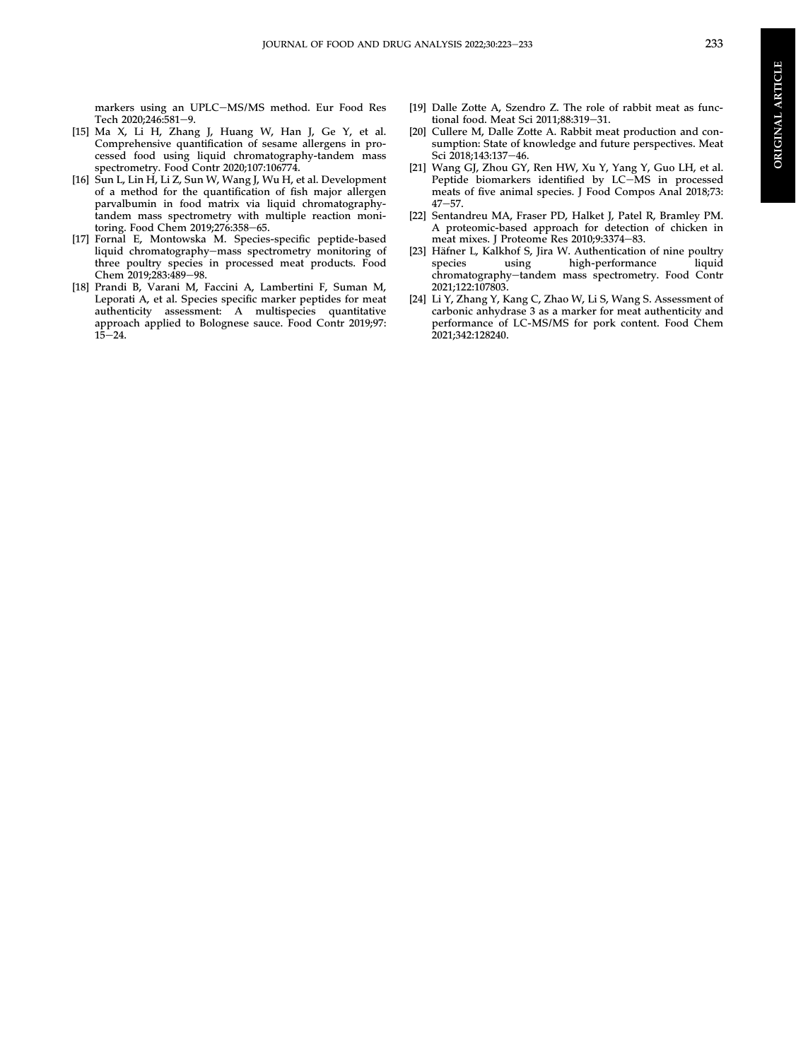markers using an UPLC–MS/MS method. Eur Food Res Tech 2020;246:581–9.

[15] Ma X, Li H, Zhang J, Huang W, Han J, Ge Y, et al. Comprehensive quantification of sesame allergens in processed food using liquid chromatography-tandem mass spectrometry. Food Contr 2020;107:106774.

[16] Sun L, Lin H, Li Z, Sun W, Wang J, Wu H, et al. Development of a method for the quantification of fish major allergen parvalbumin in food matrix via liquid chromatography-tandem mass spectrometry with multiple reaction monitoring. Food Chem 2019;276:358–65.

[17] Fornal E, Montowska M. Species-specific peptide-based liquid chromatography–mass spectrometry monitoring of three poultry species in processed meat products. Food Chem 2019;283:489–98.

[18] Prandi B, Varani M, Faccini A, Lambertini F, Suman M, Leporati A, et al. Species specific marker peptides for meat authenticity assessment: A multispecies quantitative approach applied to Bolognese sauce. Food Contr 2019;97: 15–24.

[19] Dalle Zotte A, Szendro Z. The role of rabbit meat as functional food. Meat Sci 2011;88:319–31.

[20] Cullere M, Dalle Zotte A. Rabbit meat production and consumption: State of knowledge and future perspectives. Meat Sci 2018;143:137–46.

[21] Wang GJ, Zhou GY, Ren HW, Xu Y, Yang Y, Guo LH, et al. Peptide biomarkers identified by LC–MS in processed meats of five animal species. J Food Compos Anal 2018;73: 47–57.

[22] Sentandreu MA, Fraser PD, Halket J, Patel R, Bramley PM. A proteomic-based approach for detection of chicken in meat mixes. J Proteome Res 2010;9:3374–83.

[23] Häfner L, Kalkhof S, Jira W. Authentication of nine poultry species using high-performance liquid chromatography–tandem mass spectrometry. Food Contr 2021;122:107803.

[24] Li Y, Zhang Y, Kang C, Zhao W, Li S, Wang S. Assessment of carbonic anhydrase 3 as a marker for meat authenticity and performance of LC-MS/MS for pork content. Food Chem 2021;342:128240.